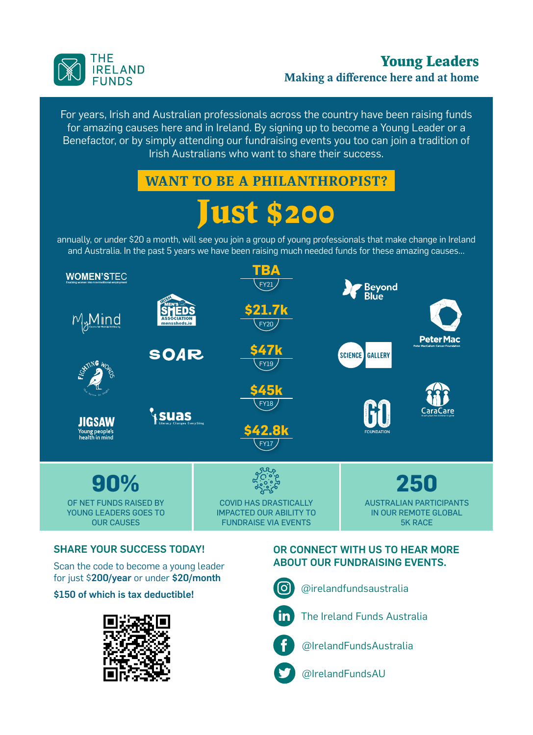THE IRELAND FUNDS

# Young Leaders

## Making a difference here and at home

For years, Irish and Australian professionals across the country have been raising funds for amazing causes here and in Ireland. By signing up to become a Young Leader or a Benefactor, or by simply attending our fundraising events you too can join a tradition of Irish Australians who want to share their success.

**WANT TO BE A PHILANTHROPIST?**

# Just $200

annually, or under $20 a month, will see you join a group of young professionals that make change in Ireland and Australia. In the past 5 years we have been raising much needed funds for these amazing causes...

| Amount | Year |
| --- | --- |
| TBA | FY21 |
| $21.7k | FY20 |
| $47k | FY19 |
| $45k | FY18 |
| $42.8k | FY17 |

WOMEN'STEC – Enabling women into non-traditional employment

MyMind – Centre for Mental Wellbeing

Irish Men's Sheds Association – menssheds.ie

SOAR

Fighting Words

JIGSAW – Young people's health in mind

suas – Literacy Changes Everything

Beyond Blue

Peter Mac – Peter MacCallum Cancer Foundation

Science Gallery

GO Foundation

CaraCare

**90%**
OF NET FUNDS RAISED BY YOUNG LEADERS GOES TO OUR CAUSES

COVID HAS DRASTICALLY IMPACTED OUR ABILITY TO FUNDRAISE VIA EVENTS

**250**
AUSTRALIAN PARTICIPANTS IN OUR REMOTE GLOBAL 5K RACE

### SHARE YOUR SUCCESS TODAY!

Scan the code to become a young leader for just $**200/year** or under **$20/month**

**$150 of which is tax deductible!**

### OR CONNECT WITH US TO HEAR MORE ABOUT OUR FUNDRAISING EVENTS.

- Instagram: @irelandfundsaustralia
- LinkedIn: The Ireland Funds Australia
- Facebook: @IrelandFundsAustralia
- Twitter: @IrelandFundsAU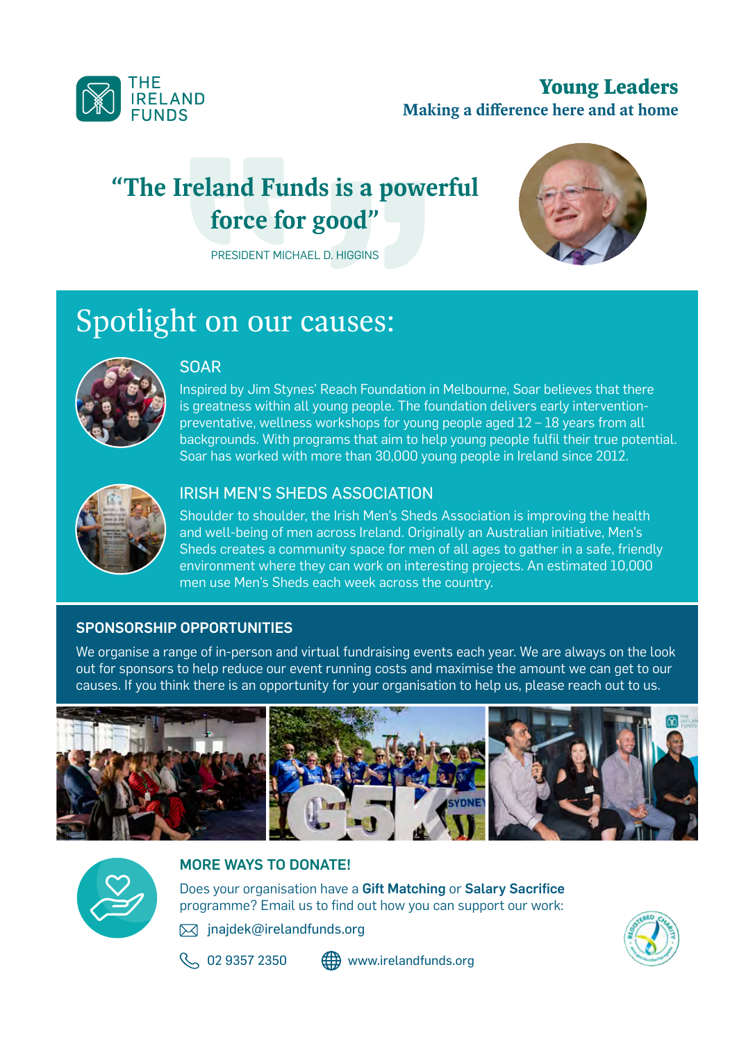THE IRELAND FUNDS

**Young Leaders**
**Making a difference here and at home**

## "The Ireland Funds is a powerful force for good"

PRESIDENT MICHAEL D. HIGGINS

# Spotlight on our causes:

## SOAR

Inspired by Jim Stynes' Reach Foundation in Melbourne, Soar believes that there is greatness within all young people. The foundation delivers early intervention-preventative, wellness workshops for young people aged 12 – 18 years from all backgrounds. With programs that aim to help young people fulfil their true potential. Soar has worked with more than 30,000 young people in Ireland since 2012.

## IRISH MEN'S SHEDS ASSOCIATION

Shoulder to shoulder, the Irish Men's Sheds Association is improving the health and well-being of men across Ireland. Originally an Australian initiative, Men's Sheds creates a community space for men of all ages to gather in a safe, friendly environment where they can work on interesting projects. An estimated 10,000 men use Men's Sheds each week across the country.

## SPONSORSHIP OPPORTUNITIES

We organise a range of in-person and virtual fundraising events each year. We are always on the look out for sponsors to help reduce our event running costs and maximise the amount we can get to our causes. If you think there is an opportunity for your organisation to help us, please reach out to us.

## MORE WAYS TO DONATE!

Does your organisation have a **Gift Matching** or **Salary Sacrifice** programme? Email us to find out how you can support our work:

jnajdek@irelandfunds.org

02 9357 2350

www.irelandfunds.org